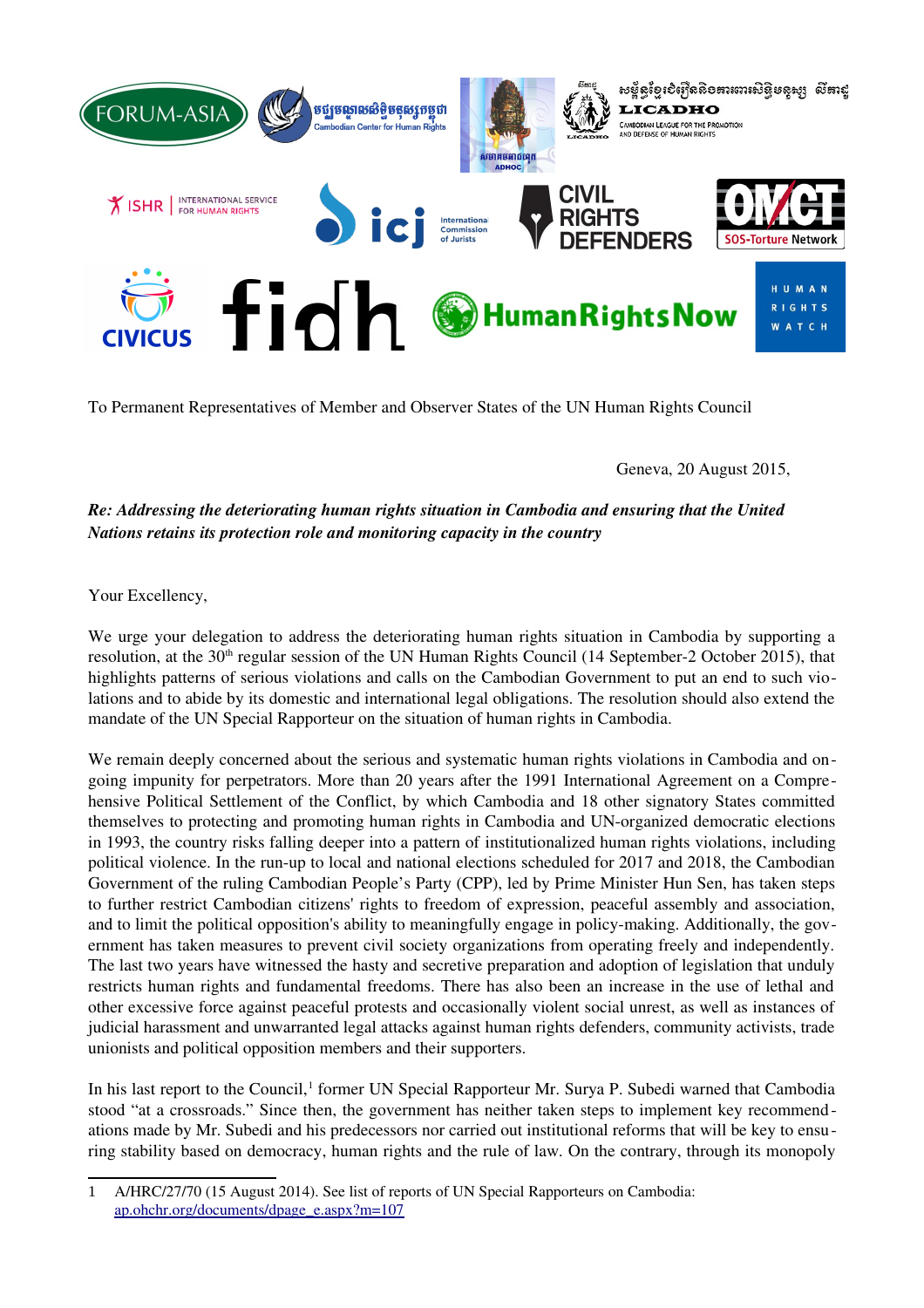To Permanent Representatives of Member and Observer States of the UN Human Rights Council

Geneva, 20 August 2015,

***Re: Addressing the deteriorating human rights situation in Cambodia and ensuring that the United Nations retains its protection role and monitoring capacity in the country***

Your Excellency,

We urge your delegation to address the deteriorating human rights situation in Cambodia by supporting a resolution, at the 30th regular session of the UN Human Rights Council (14 September-2 October 2015), that highlights patterns of serious violations and calls on the Cambodian Government to put an end to such violations and to abide by its domestic and international legal obligations. The resolution should also extend the mandate of the UN Special Rapporteur on the situation of human rights in Cambodia.

We remain deeply concerned about the serious and systematic human rights violations in Cambodia and ongoing impunity for perpetrators. More than 20 years after the 1991 International Agreement on a Comprehensive Political Settlement of the Conflict, by which Cambodia and 18 other signatory States committed themselves to protecting and promoting human rights in Cambodia and UN-organized democratic elections in 1993, the country risks falling deeper into a pattern of institutionalized human rights violations, including political violence. In the run-up to local and national elections scheduled for 2017 and 2018, the Cambodian Government of the ruling Cambodian People's Party (CPP), led by Prime Minister Hun Sen, has taken steps to further restrict Cambodian citizens' rights to freedom of expression, peaceful assembly and association, and to limit the political opposition's ability to meaningfully engage in policy-making. Additionally, the government has taken measures to prevent civil society organizations from operating freely and independently. The last two years have witnessed the hasty and secretive preparation and adoption of legislation that unduly restricts human rights and fundamental freedoms. There has also been an increase in the use of lethal and other excessive force against peaceful protests and occasionally violent social unrest, as well as instances of judicial harassment and unwarranted legal attacks against human rights defenders, community activists, trade unionists and political opposition members and their supporters.

In his last report to the Council,[1] former UN Special Rapporteur Mr. Surya P. Subedi warned that Cambodia stood "at a crossroads." Since then, the government has neither taken steps to implement key recommendations made by Mr. Subedi and his predecessors nor carried out institutional reforms that will be key to ensuring stability based on democracy, human rights and the rule of law. On the contrary, through its monopoly

---

1 A/HRC/27/70 (15 August 2014). See list of reports of UN Special Rapporteurs on Cambodia: ap.ohchr.org/documents/dpage_e.aspx?m=107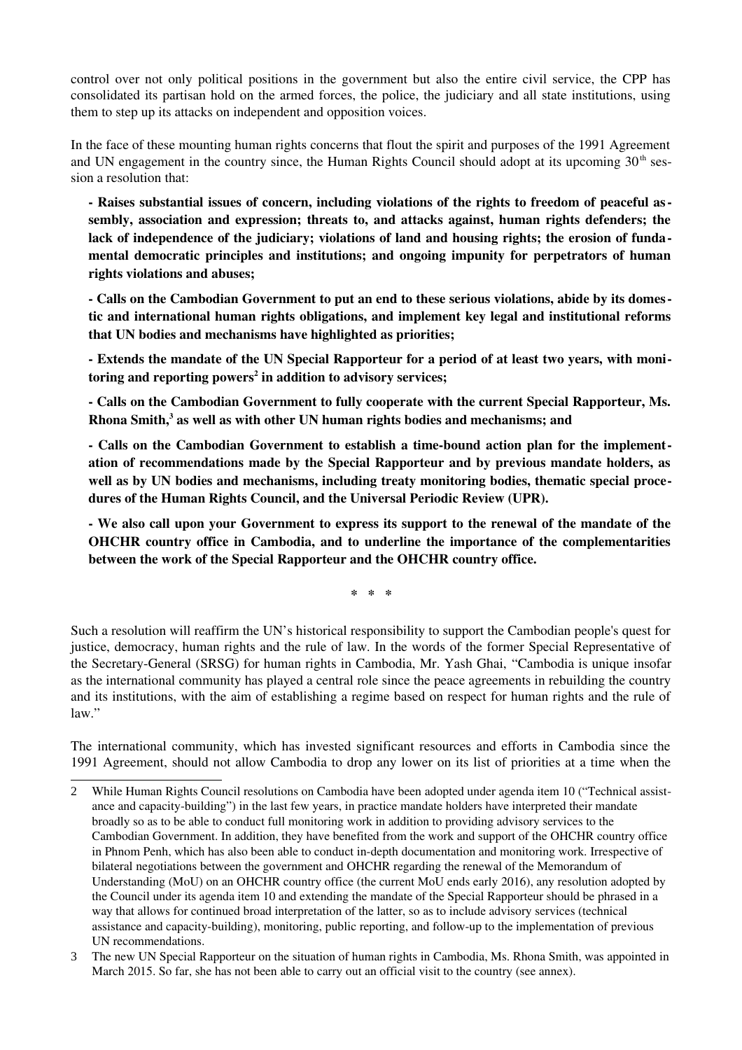control over not only political positions in the government but also the entire civil service, the CPP has consolidated its partisan hold on the armed forces, the police, the judiciary and all state institutions, using them to step up its attacks on independent and opposition voices.

In the face of these mounting human rights concerns that flout the spirit and purposes of the 1991 Agreement and UN engagement in the country since, the Human Rights Council should adopt at its upcoming 30th session a resolution that:

**- Raises substantial issues of concern, including violations of the rights to freedom of peaceful assembly, association and expression; threats to, and attacks against, human rights defenders; the lack of independence of the judiciary; violations of land and housing rights; the erosion of fundamental democratic principles and institutions; and ongoing impunity for perpetrators of human rights violations and abuses;**

**- Calls on the Cambodian Government to put an end to these serious violations, abide by its domestic and international human rights obligations, and implement key legal and institutional reforms that UN bodies and mechanisms have highlighted as priorities;**

**- Extends the mandate of the UN Special Rapporteur for a period of at least two years, with monitoring and reporting powers[2] in addition to advisory services;**

**- Calls on the Cambodian Government to fully cooperate with the current Special Rapporteur, Ms. Rhona Smith,[3] as well as with other UN human rights bodies and mechanisms; and**

**- Calls on the Cambodian Government to establish a time-bound action plan for the implementation of recommendations made by the Special Rapporteur and by previous mandate holders, as well as by UN bodies and mechanisms, including treaty monitoring bodies, thematic special procedures of the Human Rights Council, and the Universal Periodic Review (UPR).**

**- We also call upon your Government to express its support to the renewal of the mandate of the OHCHR country office in Cambodia, and to underline the importance of the complementarities between the work of the Special Rapporteur and the OHCHR country office.**

\* \* \*

Such a resolution will reaffirm the UN's historical responsibility to support the Cambodian people's quest for justice, democracy, human rights and the rule of law. In the words of the former Special Representative of the Secretary-General (SRSG) for human rights in Cambodia, Mr. Yash Ghai, "Cambodia is unique insofar as the international community has played a central role since the peace agreements in rebuilding the country and its institutions, with the aim of establishing a regime based on respect for human rights and the rule of law."

The international community, which has invested significant resources and efforts in Cambodia since the 1991 Agreement, should not allow Cambodia to drop any lower on its list of priorities at a time when the

---

2 While Human Rights Council resolutions on Cambodia have been adopted under agenda item 10 ("Technical assistance and capacity-building") in the last few years, in practice mandate holders have interpreted their mandate broadly so as to be able to conduct full monitoring work in addition to providing advisory services to the Cambodian Government. In addition, they have benefited from the work and support of the OHCHR country office in Phnom Penh, which has also been able to conduct in-depth documentation and monitoring work. Irrespective of bilateral negotiations between the government and OHCHR regarding the renewal of the Memorandum of Understanding (MoU) on an OHCHR country office (the current MoU ends early 2016), any resolution adopted by the Council under its agenda item 10 and extending the mandate of the Special Rapporteur should be phrased in a way that allows for continued broad interpretation of the latter, so as to include advisory services (technical assistance and capacity-building), monitoring, public reporting, and follow-up to the implementation of previous UN recommendations.

3 The new UN Special Rapporteur on the situation of human rights in Cambodia, Ms. Rhona Smith, was appointed in March 2015. So far, she has not been able to carry out an official visit to the country (see annex).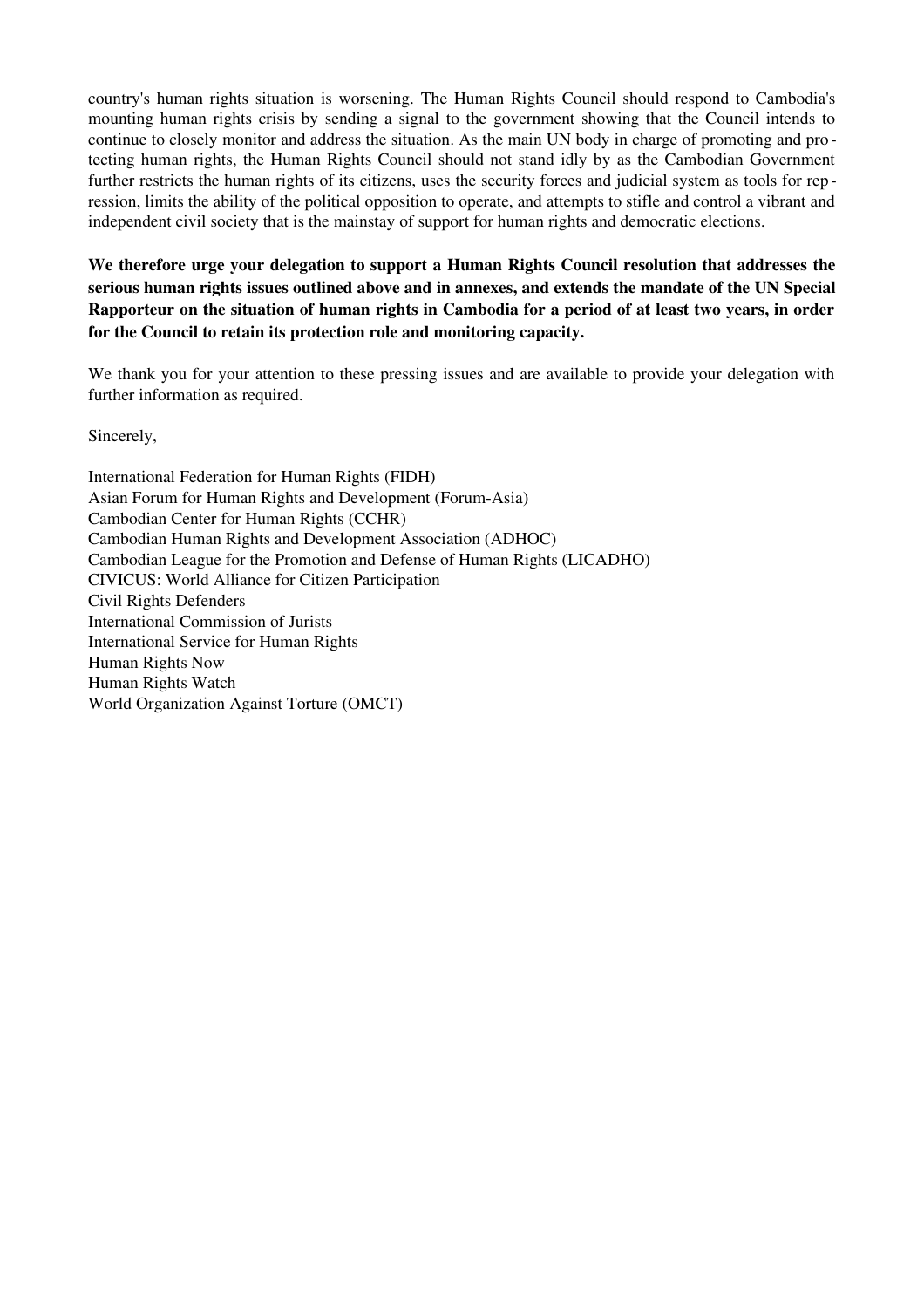country's human rights situation is worsening. The Human Rights Council should respond to Cambodia's mounting human rights crisis by sending a signal to the government showing that the Council intends to continue to closely monitor and address the situation. As the main UN body in charge of promoting and protecting human rights, the Human Rights Council should not stand idly by as the Cambodian Government further restricts the human rights of its citizens, uses the security forces and judicial system as tools for repression, limits the ability of the political opposition to operate, and attempts to stifle and control a vibrant and independent civil society that is the mainstay of support for human rights and democratic elections.

**We therefore urge your delegation to support a Human Rights Council resolution that addresses the serious human rights issues outlined above and in annexes, and extends the mandate of the UN Special Rapporteur on the situation of human rights in Cambodia for a period of at least two years, in order for the Council to retain its protection role and monitoring capacity.**

We thank you for your attention to these pressing issues and are available to provide your delegation with further information as required.

Sincerely,

International Federation for Human Rights (FIDH)
Asian Forum for Human Rights and Development (Forum-Asia)
Cambodian Center for Human Rights (CCHR)
Cambodian Human Rights and Development Association (ADHOC)
Cambodian League for the Promotion and Defense of Human Rights (LICADHO)
CIVICUS: World Alliance for Citizen Participation
Civil Rights Defenders
International Commission of Jurists
International Service for Human Rights
Human Rights Now
Human Rights Watch
World Organization Against Torture (OMCT)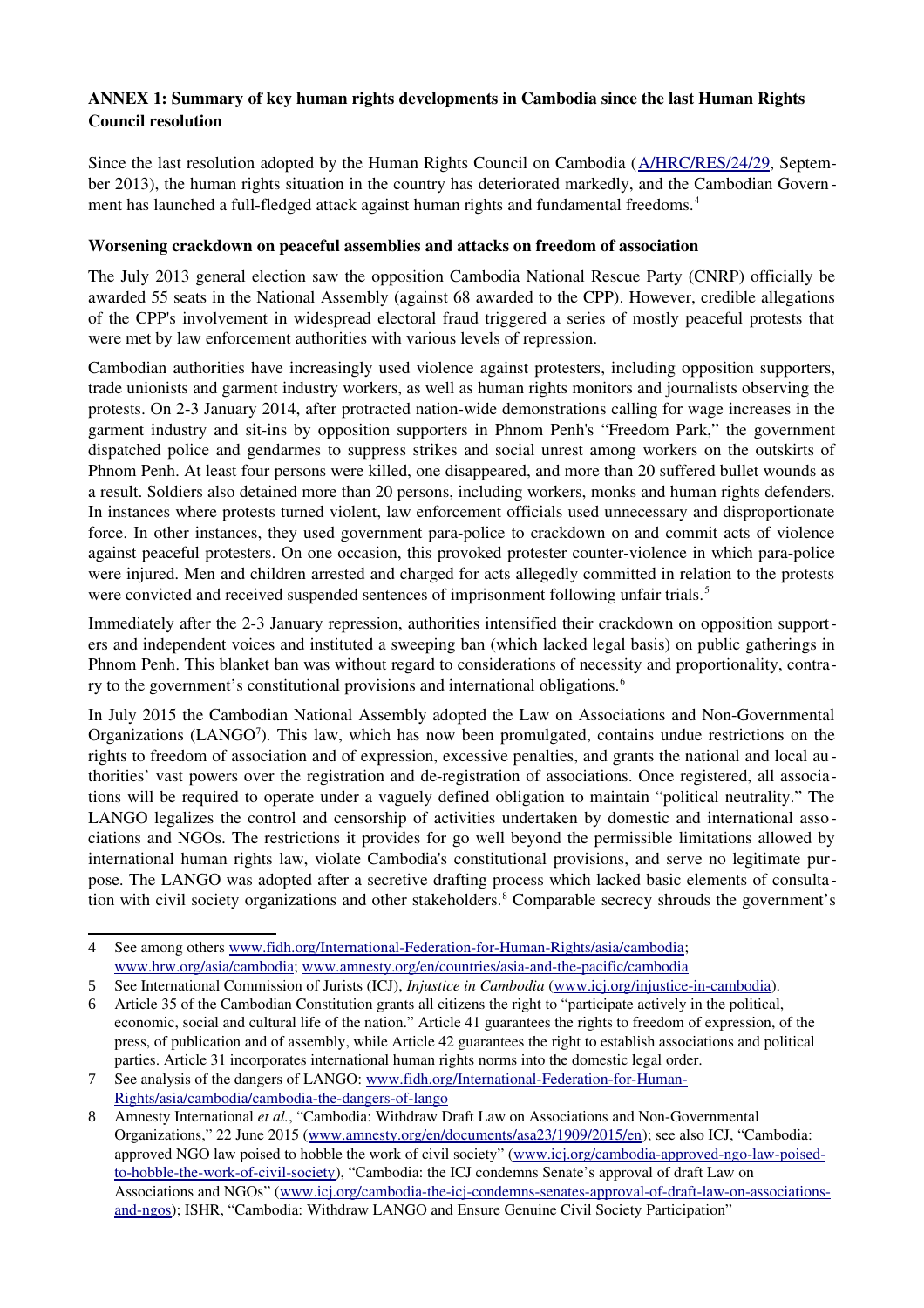**ANNEX 1: Summary of key human rights developments in Cambodia since the last Human Rights Council resolution**

Since the last resolution adopted by the Human Rights Council on Cambodia (A/HRC/RES/24/29, September 2013), the human rights situation in the country has deteriorated markedly, and the Cambodian Government has launched a full-fledged attack against human rights and fundamental freedoms.[4]

**Worsening crackdown on peaceful assemblies and attacks on freedom of association**

The July 2013 general election saw the opposition Cambodia National Rescue Party (CNRP) officially be awarded 55 seats in the National Assembly (against 68 awarded to the CPP). However, credible allegations of the CPP's involvement in widespread electoral fraud triggered a series of mostly peaceful protests that were met by law enforcement authorities with various levels of repression.

Cambodian authorities have increasingly used violence against protesters, including opposition supporters, trade unionists and garment industry workers, as well as human rights monitors and journalists observing the protests. On 2-3 January 2014, after protracted nation-wide demonstrations calling for wage increases in the garment industry and sit-ins by opposition supporters in Phnom Penh's "Freedom Park," the government dispatched police and gendarmes to suppress strikes and social unrest among workers on the outskirts of Phnom Penh. At least four persons were killed, one disappeared, and more than 20 suffered bullet wounds as a result. Soldiers also detained more than 20 persons, including workers, monks and human rights defenders. In instances where protests turned violent, law enforcement officials used unnecessary and disproportionate force. In other instances, they used government para-police to crackdown on and commit acts of violence against peaceful protesters. On one occasion, this provoked protester counter-violence in which para-police were injured. Men and children arrested and charged for acts allegedly committed in relation to the protests were convicted and received suspended sentences of imprisonment following unfair trials.[5]

Immediately after the 2-3 January repression, authorities intensified their crackdown on opposition supporters and independent voices and instituted a sweeping ban (which lacked legal basis) on public gatherings in Phnom Penh. This blanket ban was without regard to considerations of necessity and proportionality, contrary to the government's constitutional provisions and international obligations.[6]

In July 2015 the Cambodian National Assembly adopted the Law on Associations and Non-Governmental Organizations (LANGO[7]). This law, which has now been promulgated, contains undue restrictions on the rights to freedom of association and of expression, excessive penalties, and grants the national and local authorities' vast powers over the registration and de-registration of associations. Once registered, all associations will be required to operate under a vaguely defined obligation to maintain "political neutrality." The LANGO legalizes the control and censorship of activities undertaken by domestic and international associations and NGOs. The restrictions it provides for go well beyond the permissible limitations allowed by international human rights law, violate Cambodia's constitutional provisions, and serve no legitimate purpose. The LANGO was adopted after a secretive drafting process which lacked basic elements of consultation with civil society organizations and other stakeholders.[8] Comparable secrecy shrouds the government's

---

4 See among others www.fidh.org/International-Federation-for-Human-Rights/asia/cambodia; www.hrw.org/asia/cambodia; www.amnesty.org/en/countries/asia-and-the-pacific/cambodia

5 See International Commission of Jurists (ICJ), *Injustice in Cambodia* (www.icj.org/injustice-in-cambodia).

6 Article 35 of the Cambodian Constitution grants all citizens the right to "participate actively in the political, economic, social and cultural life of the nation." Article 41 guarantees the rights to freedom of expression, of the press, of publication and of assembly, while Article 42 guarantees the right to establish associations and political parties. Article 31 incorporates international human rights norms into the domestic legal order.

7 See analysis of the dangers of LANGO: www.fidh.org/International-Federation-for-Human-Rights/asia/cambodia/cambodia-the-dangers-of-lango

8 Amnesty International *et al.*, "Cambodia: Withdraw Draft Law on Associations and Non-Governmental Organizations," 22 June 2015 (www.amnesty.org/en/documents/asa23/1909/2015/en); see also ICJ, "Cambodia: approved NGO law poised to hobble the work of civil society" (www.icj.org/cambodia-approved-ngo-law-poised-to-hobble-the-work-of-civil-society), "Cambodia: the ICJ condemns Senate's approval of draft Law on Associations and NGOs" (www.icj.org/cambodia-the-icj-condemns-senates-approval-of-draft-law-on-associations-and-ngos); ISHR, "Cambodia: Withdraw LANGO and Ensure Genuine Civil Society Participation"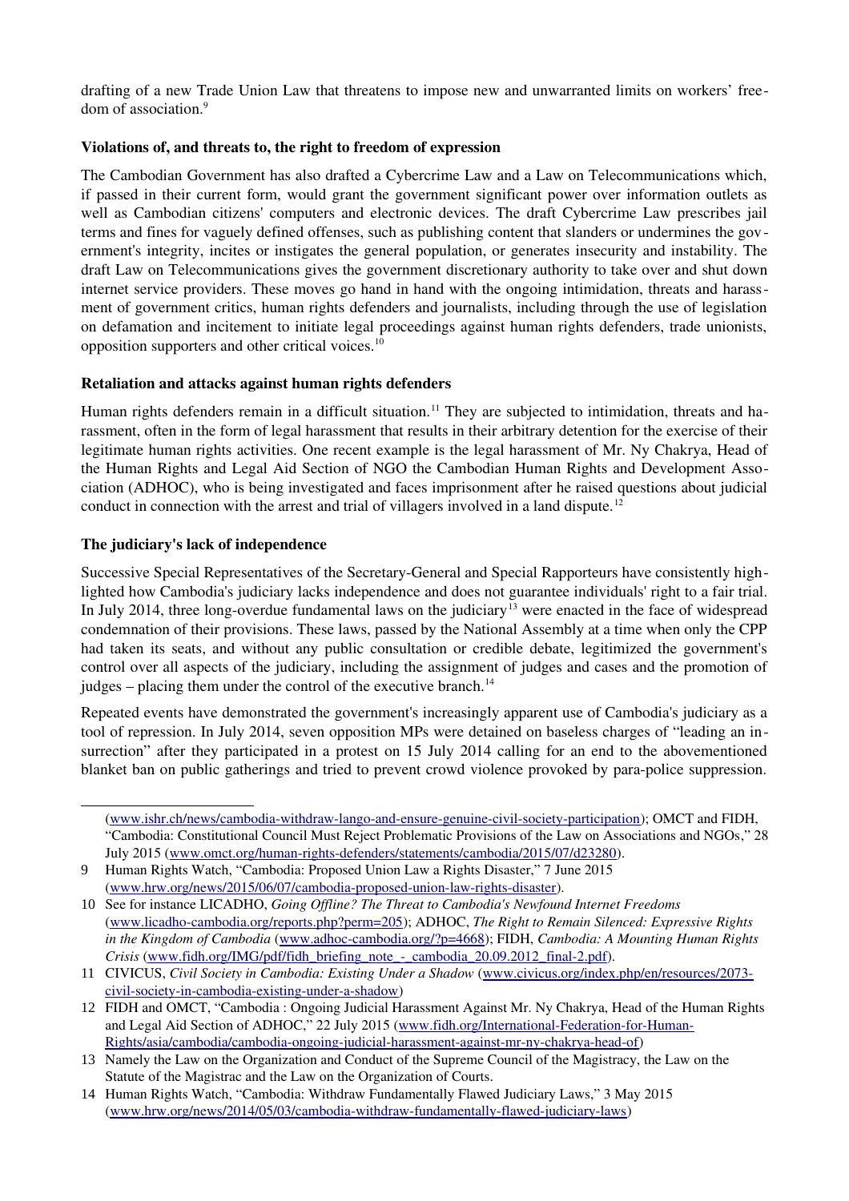drafting of a new Trade Union Law that threatens to impose new and unwarranted limits on workers' freedom of association.[9]

**Violations of, and threats to, the right to freedom of expression**

The Cambodian Government has also drafted a Cybercrime Law and a Law on Telecommunications which, if passed in their current form, would grant the government significant power over information outlets as well as Cambodian citizens' computers and electronic devices. The draft Cybercrime Law prescribes jail terms and fines for vaguely defined offenses, such as publishing content that slanders or undermines the government's integrity, incites or instigates the general population, or generates insecurity and instability. The draft Law on Telecommunications gives the government discretionary authority to take over and shut down internet service providers. These moves go hand in hand with the ongoing intimidation, threats and harassment of government critics, human rights defenders and journalists, including through the use of legislation on defamation and incitement to initiate legal proceedings against human rights defenders, trade unionists, opposition supporters and other critical voices.[10]

**Retaliation and attacks against human rights defenders**

Human rights defenders remain in a difficult situation.[11] They are subjected to intimidation, threats and harassment, often in the form of legal harassment that results in their arbitrary detention for the exercise of their legitimate human rights activities. One recent example is the legal harassment of Mr. Ny Chakrya, Head of the Human Rights and Legal Aid Section of NGO the Cambodian Human Rights and Development Association (ADHOC), who is being investigated and faces imprisonment after he raised questions about judicial conduct in connection with the arrest and trial of villagers involved in a land dispute.[12]

**The judiciary's lack of independence**

Successive Special Representatives of the Secretary-General and Special Rapporteurs have consistently highlighted how Cambodia's judiciary lacks independence and does not guarantee individuals' right to a fair trial. In July 2014, three long-overdue fundamental laws on the judiciary[13] were enacted in the face of widespread condemnation of their provisions. These laws, passed by the National Assembly at a time when only the CPP had taken its seats, and without any public consultation or credible debate, legitimized the government's control over all aspects of the judiciary, including the assignment of judges and cases and the promotion of judges – placing them under the control of the executive branch.[14]

Repeated events have demonstrated the government's increasingly apparent use of Cambodia's judiciary as a tool of repression. In July 2014, seven opposition MPs were detained on baseless charges of "leading an insurrection" after they participated in a protest on 15 July 2014 calling for an end to the abovementioned blanket ban on public gatherings and tried to prevent crowd violence provoked by para-police suppression.

---

(www.ishr.ch/news/cambodia-withdraw-lango-and-ensure-genuine-civil-society-participation); OMCT and FIDH, "Cambodia: Constitutional Council Must Reject Problematic Provisions of the Law on Associations and NGOs," 28 July 2015 (www.omct.org/human-rights-defenders/statements/cambodia/2015/07/d23280).

9 Human Rights Watch, "Cambodia: Proposed Union Law a Rights Disaster," 7 June 2015 (www.hrw.org/news/2015/06/07/cambodia-proposed-union-law-rights-disaster).

10 See for instance LICADHO, *Going Offline? The Threat to Cambodia's Newfound Internet Freedoms* (www.licadho-cambodia.org/reports.php?perm=205); ADHOC, *The Right to Remain Silenced: Expressive Rights in the Kingdom of Cambodia* (www.adhoc-cambodia.org/?p=4668); FIDH, *Cambodia: A Mounting Human Rights Crisis* (www.fidh.org/IMG/pdf/fidh_briefing_note_-_cambodia_20.09.2012_final-2.pdf).

11 CIVICUS, *Civil Society in Cambodia: Existing Under a Shadow* (www.civicus.org/index.php/en/resources/2073-civil-society-in-cambodia-existing-under-a-shadow)

12 FIDH and OMCT, "Cambodia : Ongoing Judicial Harassment Against Mr. Ny Chakrya, Head of the Human Rights and Legal Aid Section of ADHOC," 22 July 2015 (www.fidh.org/International-Federation-for-Human-Rights/asia/cambodia/cambodia-ongoing-judicial-harassment-against-mr-ny-chakrya-head-of)

13 Namely the Law on the Organization and Conduct of the Supreme Council of the Magistracy, the Law on the Statute of the Magistrac and the Law on the Organization of Courts.

14 Human Rights Watch, "Cambodia: Withdraw Fundamentally Flawed Judiciary Laws," 3 May 2015 (www.hrw.org/news/2014/05/03/cambodia-withdraw-fundamentally-flawed-judiciary-laws)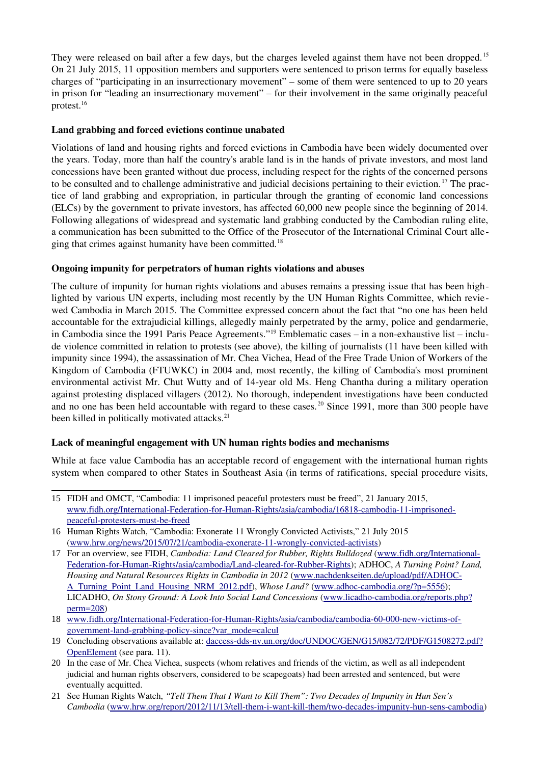They were released on bail after a few days, but the charges leveled against them have not been dropped.[15] On 21 July 2015, 11 opposition members and supporters were sentenced to prison terms for equally baseless charges of "participating in an insurrectionary movement" – some of them were sentenced to up to 20 years in prison for "leading an insurrectionary movement" – for their involvement in the same originally peaceful protest.[16]

**Land grabbing and forced evictions continue unabated**

Violations of land and housing rights and forced evictions in Cambodia have been widely documented over the years. Today, more than half the country's arable land is in the hands of private investors, and most land concessions have been granted without due process, including respect for the rights of the concerned persons to be consulted and to challenge administrative and judicial decisions pertaining to their eviction.[17] The practice of land grabbing and expropriation, in particular through the granting of economic land concessions (ELCs) by the government to private investors, has affected 60,000 new people since the beginning of 2014. Following allegations of widespread and systematic land grabbing conducted by the Cambodian ruling elite, a communication has been submitted to the Office of the Prosecutor of the International Criminal Court alleging that crimes against humanity have been committed.[18]

**Ongoing impunity for perpetrators of human rights violations and abuses**

The culture of impunity for human rights violations and abuses remains a pressing issue that has been highlighted by various UN experts, including most recently by the UN Human Rights Committee, which reviewed Cambodia in March 2015. The Committee expressed concern about the fact that "no one has been held accountable for the extrajudicial killings, allegedly mainly perpetrated by the army, police and gendarmerie, in Cambodia since the 1991 Paris Peace Agreements."[19] Emblematic cases – in a non-exhaustive list – include violence committed in relation to protests (see above), the killing of journalists (11 have been killed with impunity since 1994), the assassination of Mr. Chea Vichea, Head of the Free Trade Union of Workers of the Kingdom of Cambodia (FTUWKC) in 2004 and, most recently, the killing of Cambodia's most prominent environmental activist Mr. Chut Wutty and of 14-year old Ms. Heng Chantha during a military operation against protesting displaced villagers (2012). No thorough, independent investigations have been conducted and no one has been held accountable with regard to these cases.[20] Since 1991, more than 300 people have been killed in politically motivated attacks.[21]

**Lack of meaningful engagement with UN human rights bodies and mechanisms**

While at face value Cambodia has an acceptable record of engagement with the international human rights system when compared to other States in Southeast Asia (in terms of ratifications, special procedure visits,

---

15 FIDH and OMCT, "Cambodia: 11 imprisoned peaceful protesters must be freed", 21 January 2015, www.fidh.org/International-Federation-for-Human-Rights/asia/cambodia/16818-cambodia-11-imprisoned-peaceful-protesters-must-be-freed

16 Human Rights Watch, "Cambodia: Exonerate 11 Wrongly Convicted Activists," 21 July 2015 (www.hrw.org/news/2015/07/21/cambodia-exonerate-11-wrongly-convicted-activists)

17 For an overview, see FIDH, *Cambodia: Land Cleared for Rubber, Rights Bulldozed* (www.fidh.org/International-Federation-for-Human-Rights/asia/cambodia/Land-cleared-for-Rubber-Rights); ADHOC, *A Turning Point? Land, Housing and Natural Resources Rights in Cambodia in 2012* (www.nachdenkseiten.de/upload/pdf/ADHOC-A_Turning_Point_Land_Housing_NRM_2012.pdf), *Whose Land?* (www.adhoc-cambodia.org/?p=5556); LICADHO, *On Stony Ground: A Look Into Social Land Concessions* (www.licadho-cambodia.org/reports.php?perm=208)

18 www.fidh.org/International-Federation-for-Human-Rights/asia/cambodia/cambodia-60-000-new-victims-of-government-land-grabbing-policy-since?var_mode=calcul

19 Concluding observations available at: daccess-dds-ny.un.org/doc/UNDOC/GEN/G15/082/72/PDF/G1508272.pdf?OpenElement (see para. 11).

20 In the case of Mr. Chea Vichea, suspects (whom relatives and friends of the victim, as well as all independent judicial and human rights observers, considered to be scapegoats) had been arrested and sentenced, but were eventually acquitted.

21 See Human Rights Watch, *"Tell Them That I Want to Kill Them": Two Decades of Impunity in Hun Sen's Cambodia* (www.hrw.org/report/2012/11/13/tell-them-i-want-kill-them/two-decades-impunity-hun-sens-cambodia)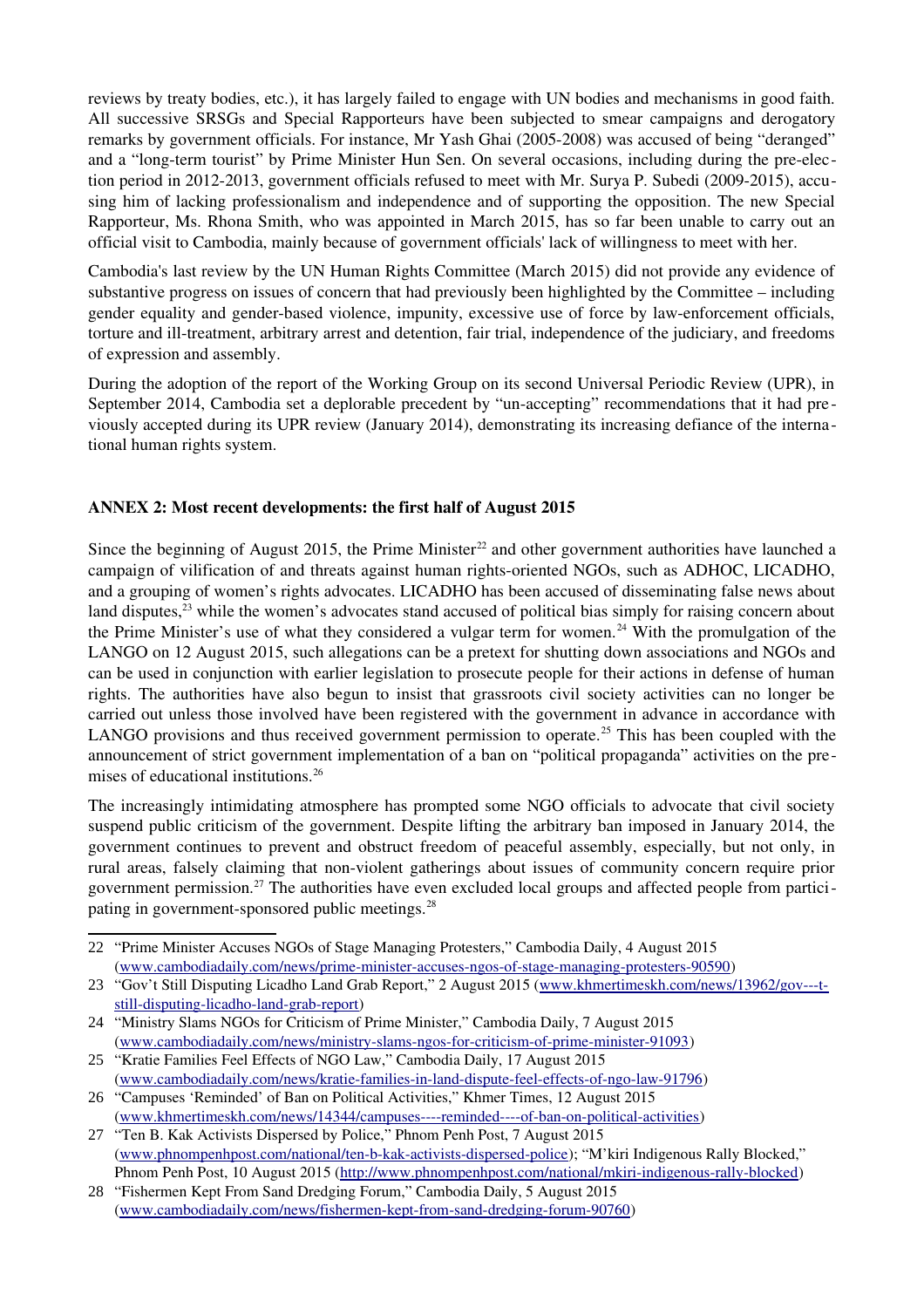reviews by treaty bodies, etc.), it has largely failed to engage with UN bodies and mechanisms in good faith. All successive SRSGs and Special Rapporteurs have been subjected to smear campaigns and derogatory remarks by government officials. For instance, Mr Yash Ghai (2005-2008) was accused of being "deranged" and a "long-term tourist" by Prime Minister Hun Sen. On several occasions, including during the pre-election period in 2012-2013, government officials refused to meet with Mr. Surya P. Subedi (2009-2015), accusing him of lacking professionalism and independence and of supporting the opposition. The new Special Rapporteur, Ms. Rhona Smith, who was appointed in March 2015, has so far been unable to carry out an official visit to Cambodia, mainly because of government officials' lack of willingness to meet with her.

Cambodia's last review by the UN Human Rights Committee (March 2015) did not provide any evidence of substantive progress on issues of concern that had previously been highlighted by the Committee – including gender equality and gender-based violence, impunity, excessive use of force by law-enforcement officials, torture and ill-treatment, arbitrary arrest and detention, fair trial, independence of the judiciary, and freedoms of expression and assembly.

During the adoption of the report of the Working Group on its second Universal Periodic Review (UPR), in September 2014, Cambodia set a deplorable precedent by "un-accepting" recommendations that it had previously accepted during its UPR review (January 2014), demonstrating its increasing defiance of the international human rights system.

## ANNEX 2: Most recent developments: the first half of August 2015

Since the beginning of August 2015, the Prime Minister[22] and other government authorities have launched a campaign of vilification of and threats against human rights-oriented NGOs, such as ADHOC, LICADHO, and a grouping of women's rights advocates. LICADHO has been accused of disseminating false news about land disputes,[23] while the women's advocates stand accused of political bias simply for raising concern about the Prime Minister's use of what they considered a vulgar term for women.[24] With the promulgation of the LANGO on 12 August 2015, such allegations can be a pretext for shutting down associations and NGOs and can be used in conjunction with earlier legislation to prosecute people for their actions in defense of human rights. The authorities have also begun to insist that grassroots civil society activities can no longer be carried out unless those involved have been registered with the government in advance in accordance with LANGO provisions and thus received government permission to operate.[25] This has been coupled with the announcement of strict government implementation of a ban on "political propaganda" activities on the premises of educational institutions.[26]

The increasingly intimidating atmosphere has prompted some NGO officials to advocate that civil society suspend public criticism of the government. Despite lifting the arbitrary ban imposed in January 2014, the government continues to prevent and obstruct freedom of peaceful assembly, especially, but not only, in rural areas, falsely claiming that non-violent gatherings about issues of community concern require prior government permission.[27] The authorities have even excluded local groups and affected people from participating in government-sponsored public meetings.[28]

---

22 "Prime Minister Accuses NGOs of Stage Managing Protesters," Cambodia Daily, 4 August 2015 (www.cambodiadaily.com/news/prime-minister-accuses-ngos-of-stage-managing-protesters-90590)

23 "Gov't Still Disputing Licadho Land Grab Report," 2 August 2015 (www.khmertimeskh.com/news/13962/gov---t-still-disputing-licadho-land-grab-report)

24 "Ministry Slams NGOs for Criticism of Prime Minister," Cambodia Daily, 7 August 2015 (www.cambodiadaily.com/news/ministry-slams-ngos-for-criticism-of-prime-minister-91093)

25 "Kratie Families Feel Effects of NGO Law," Cambodia Daily, 17 August 2015 (www.cambodiadaily.com/news/kratie-families-in-land-dispute-feel-effects-of-ngo-law-91796)

26 "Campuses 'Reminded' of Ban on Political Activities," Khmer Times, 12 August 2015 (www.khmertimeskh.com/news/14344/campuses----reminded----of-ban-on-political-activities)

27 "Ten B. Kak Activists Dispersed by Police," Phnom Penh Post, 7 August 2015 (www.phnompenhpost.com/national/ten-b-kak-activists-dispersed-police); "M'kiri Indigenous Rally Blocked," Phnom Penh Post, 10 August 2015 (http://www.phnompenhpost.com/national/mkiri-indigenous-rally-blocked)

28 "Fishermen Kept From Sand Dredging Forum," Cambodia Daily, 5 August 2015 (www.cambodiadaily.com/news/fishermen-kept-from-sand-dredging-forum-90760)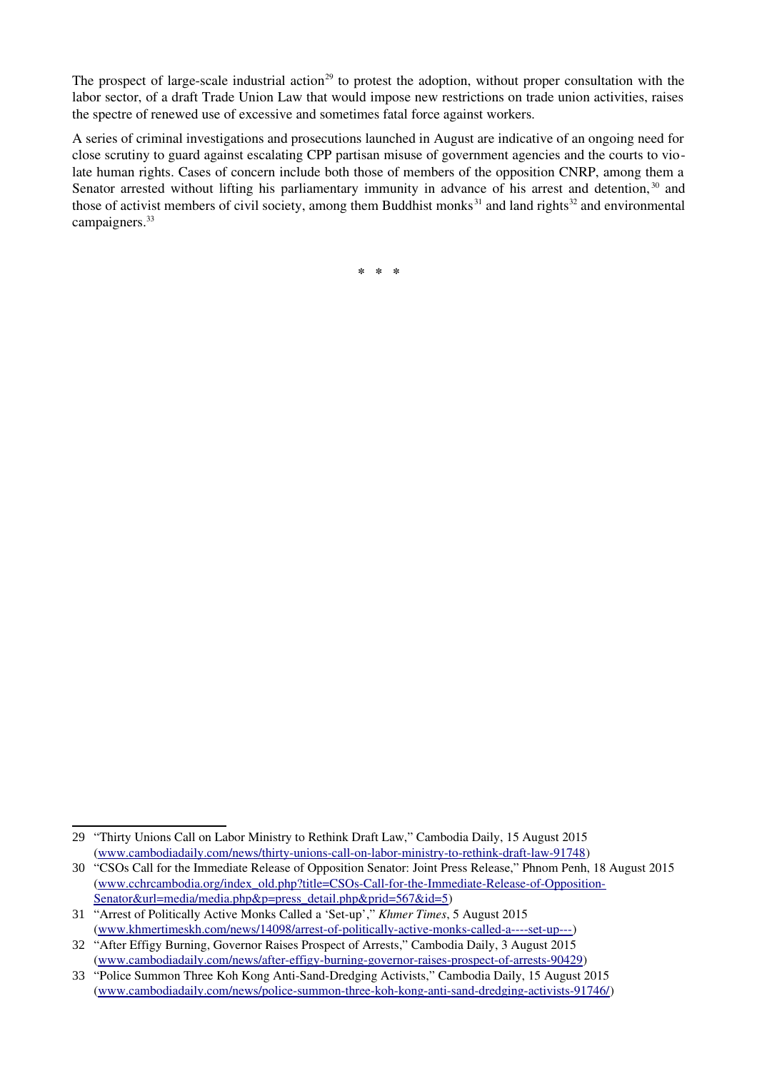The prospect of large-scale industrial action[29] to protest the adoption, without proper consultation with the labor sector, of a draft Trade Union Law that would impose new restrictions on trade union activities, raises the spectre of renewed use of excessive and sometimes fatal force against workers.

A series of criminal investigations and prosecutions launched in August are indicative of an ongoing need for close scrutiny to guard against escalating CPP partisan misuse of government agencies and the courts to violate human rights. Cases of concern include both those of members of the opposition CNRP, among them a Senator arrested without lifting his parliamentary immunity in advance of his arrest and detention,[30] and those of activist members of civil society, among them Buddhist monks[31] and land rights[32] and environmental campaigners.[33]

\* \* \*

---

29 "Thirty Unions Call on Labor Ministry to Rethink Draft Law," Cambodia Daily, 15 August 2015 (www.cambodiadaily.com/news/thirty-unions-call-on-labor-ministry-to-rethink-draft-law-91748)

30 "CSOs Call for the Immediate Release of Opposition Senator: Joint Press Release," Phnom Penh, 18 August 2015 (www.cchrcambodia.org/index_old.php?title=CSOs-Call-for-the-Immediate-Release-of-Opposition-Senator&url=media/media.php&p=press_detail.php&prid=567&id=5)

31 "Arrest of Politically Active Monks Called a 'Set-up'," *Khmer Times*, 5 August 2015 (www.khmertimeskh.com/news/14098/arrest-of-politically-active-monks-called-a----set-up---)

32 "After Effigy Burning, Governor Raises Prospect of Arrests," Cambodia Daily, 3 August 2015 (www.cambodiadaily.com/news/after-effigy-burning-governor-raises-prospect-of-arrests-90429)

33 "Police Summon Three Koh Kong Anti-Sand-Dredging Activists," Cambodia Daily, 15 August 2015 (www.cambodiadaily.com/news/police-summon-three-koh-kong-anti-sand-dredging-activists-91746/)